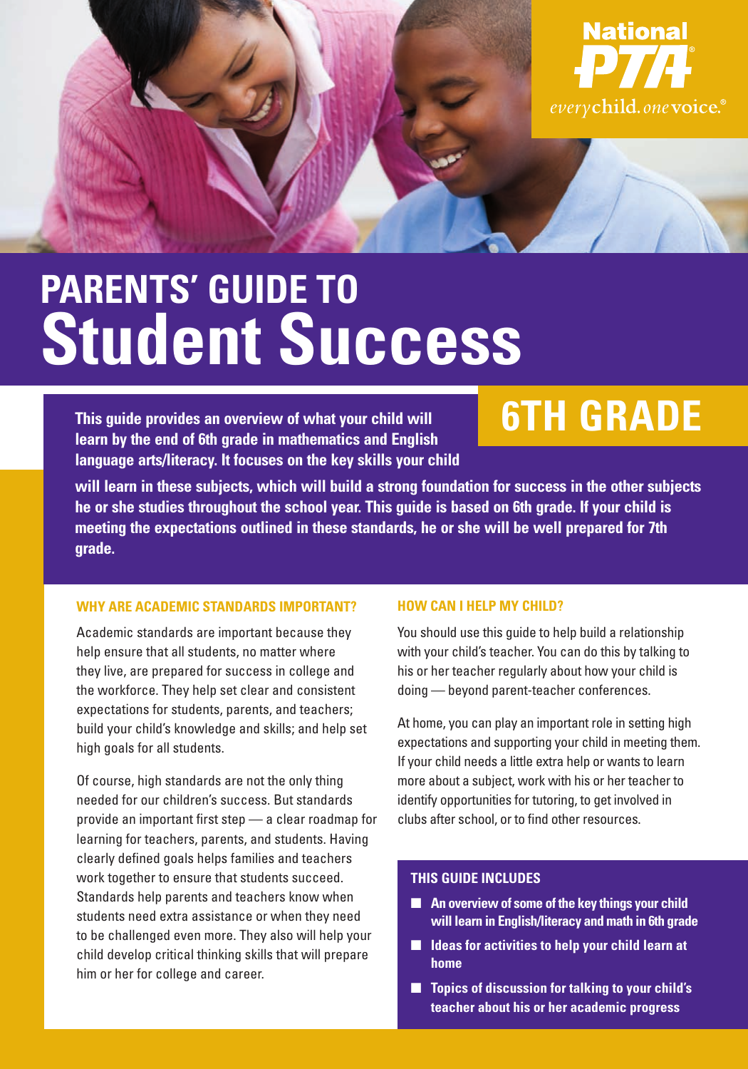National PTA

*every*child. *one*voice.®

# PARENTS' GUIDE TO Student Success

## 6TH GRADE

**This guide provides an overview of what your child will learn by the end of 6th grade in mathematics and English language arts/literacy. It focuses on the key skills your child will learn in these subjects, which will build a strong foundation for success in the other subjects he or she studies throughout the school year. This guide is based on 6th grade. If your child is meeting the expectations outlined in these standards, he or she will be well prepared for 7th grade.**

### WHY ARE ACADEMIC STANDARDS IMPORTANT?

Academic standards are important because they help ensure that all students, no matter where they live, are prepared for success in college and the workforce. They help set clear and consistent expectations for students, parents, and teachers; build your child's knowledge and skills; and help set high goals for all students.

Of course, high standards are not the only thing needed for our children's success. But standards provide an important first step — a clear roadmap for learning for teachers, parents, and students. Having clearly defined goals helps families and teachers work together to ensure that students succeed. Standards help parents and teachers know when students need extra assistance or when they need to be challenged even more. They also will help your child develop critical thinking skills that will prepare him or her for college and career.

### HOW CAN I HELP MY CHILD?

You should use this guide to help build a relationship with your child's teacher. You can do this by talking to his or her teacher regularly about how your child is doing — beyond parent-teacher conferences.

At home, you can play an important role in setting high expectations and supporting your child in meeting them. If your child needs a little extra help or wants to learn more about a subject, work with his or her teacher to identify opportunities for tutoring, to get involved in clubs after school, or to find other resources.

### THIS GUIDE INCLUDES

- **An overview of some of the key things your child will learn in English/literacy and math in 6th grade**
- **Ideas for activities to help your child learn at home**
- **Topics of discussion for talking to your child's teacher about his or her academic progress**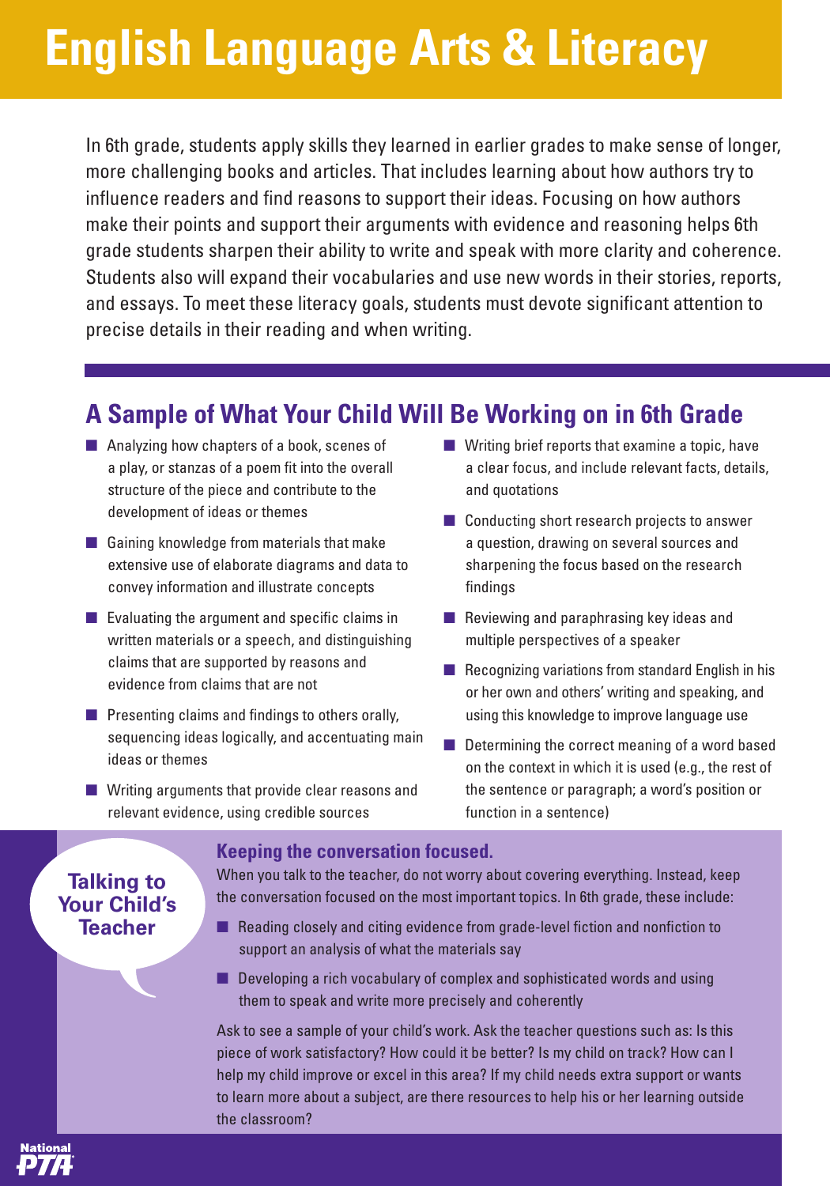# English Language Arts & Literacy

In 6th grade, students apply skills they learned in earlier grades to make sense of longer, more challenging books and articles. That includes learning about how authors try to influence readers and find reasons to support their ideas. Focusing on how authors make their points and support their arguments with evidence and reasoning helps 6th grade students sharpen their ability to write and speak with more clarity and coherence. Students also will expand their vocabularies and use new words in their stories, reports, and essays. To meet these literacy goals, students must devote significant attention to precise details in their reading and when writing.

## A Sample of What Your Child Will Be Working on in 6th Grade

- Analyzing how chapters of a book, scenes of a play, or stanzas of a poem fit into the overall structure of the piece and contribute to the development of ideas or themes
- Gaining knowledge from materials that make extensive use of elaborate diagrams and data to convey information and illustrate concepts
- Evaluating the argument and specific claims in written materials or a speech, and distinguishing claims that are supported by reasons and evidence from claims that are not
- Presenting claims and findings to others orally, sequencing ideas logically, and accentuating main ideas or themes
- Writing arguments that provide clear reasons and relevant evidence, using credible sources
- Writing brief reports that examine a topic, have a clear focus, and include relevant facts, details, and quotations
- Conducting short research projects to answer a question, drawing on several sources and sharpening the focus based on the research findings
- Reviewing and paraphrasing key ideas and multiple perspectives of a speaker
- Recognizing variations from standard English in his or her own and others' writing and speaking, and using this knowledge to improve language use
- Determining the correct meaning of a word based on the context in which it is used (e.g., the rest of the sentence or paragraph; a word's position or function in a sentence)

## Talking to Your Child's Teacher

### Keeping the conversation focused.

When you talk to the teacher, do not worry about covering everything. Instead, keep the conversation focused on the most important topics. In 6th grade, these include:

- Reading closely and citing evidence from grade-level fiction and nonfiction to support an analysis of what the materials say
- Developing a rich vocabulary of complex and sophisticated words and using them to speak and write more precisely and coherently

Ask to see a sample of your child's work. Ask the teacher questions such as: Is this piece of work satisfactory? How could it be better? Is my child on track? How can I help my child improve or excel in this area? If my child needs extra support or wants to learn more about a subject, are there resources to help his or her learning outside the classroom?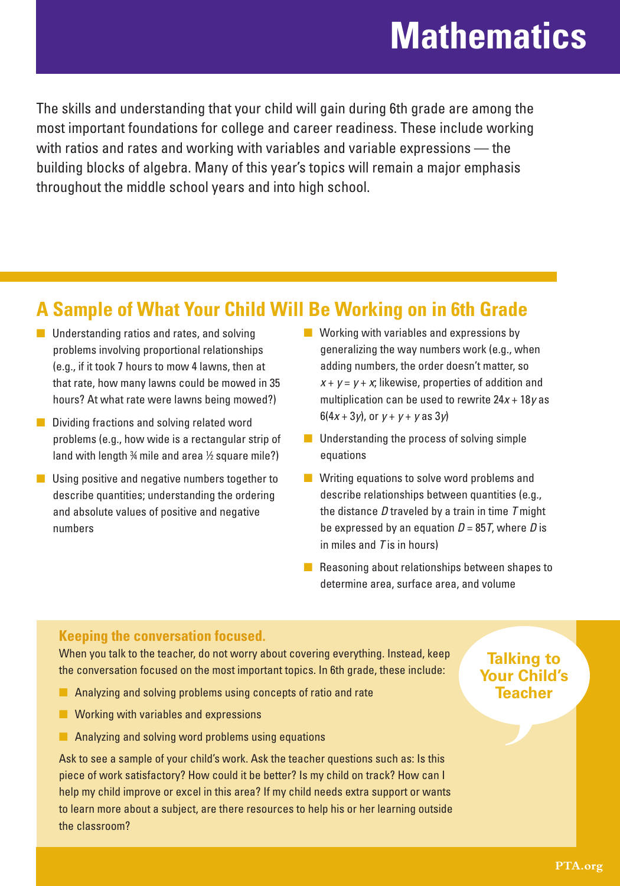# Mathematics

The skills and understanding that your child will gain during 6th grade are among the most important foundations for college and career readiness. These include working with ratios and rates and working with variables and variable expressions — the building blocks of algebra. Many of this year's topics will remain a major emphasis throughout the middle school years and into high school.

## A Sample of What Your Child Will Be Working on in 6th Grade

- Understanding ratios and rates, and solving problems involving proportional relationships (e.g., if it took 7 hours to mow 4 lawns, then at that rate, how many lawns could be mowed in 35 hours? At what rate were lawns being mowed?)
- Dividing fractions and solving related word problems (e.g., how wide is a rectangular strip of land with length ¾ mile and area ½ square mile?)
- Using positive and negative numbers together to describe quantities; understanding the ordering and absolute values of positive and negative numbers
- Working with variables and expressions by generalizing the way numbers work (e.g., when adding numbers, the order doesn't matter, so $x + y = y + x$; likewise, properties of addition and multiplication can be used to rewrite $24x + 18y$ as $6(4x + 3y)$, or $y + y + y$ as $3y$)
- Understanding the process of solving simple equations
- Writing equations to solve word problems and describe relationships between quantities (e.g., the distance $D$ traveled by a train in time $T$ might be expressed by an equation $D = 85T$, where $D$ is in miles and $T$ is in hours)
- Reasoning about relationships between shapes to determine area, surface area, and volume

### Talking to Your Child's Teacher

**Keeping the conversation focused.**

When you talk to the teacher, do not worry about covering everything. Instead, keep the conversation focused on the most important topics. In 6th grade, these include:

- Analyzing and solving problems using concepts of ratio and rate
- Working with variables and expressions
- Analyzing and solving word problems using equations

Ask to see a sample of your child's work. Ask the teacher questions such as: Is this piece of work satisfactory? How could it be better? Is my child on track? How can I help my child improve or excel in this area? If my child needs extra support or wants to learn more about a subject, are there resources to help his or her learning outside the classroom?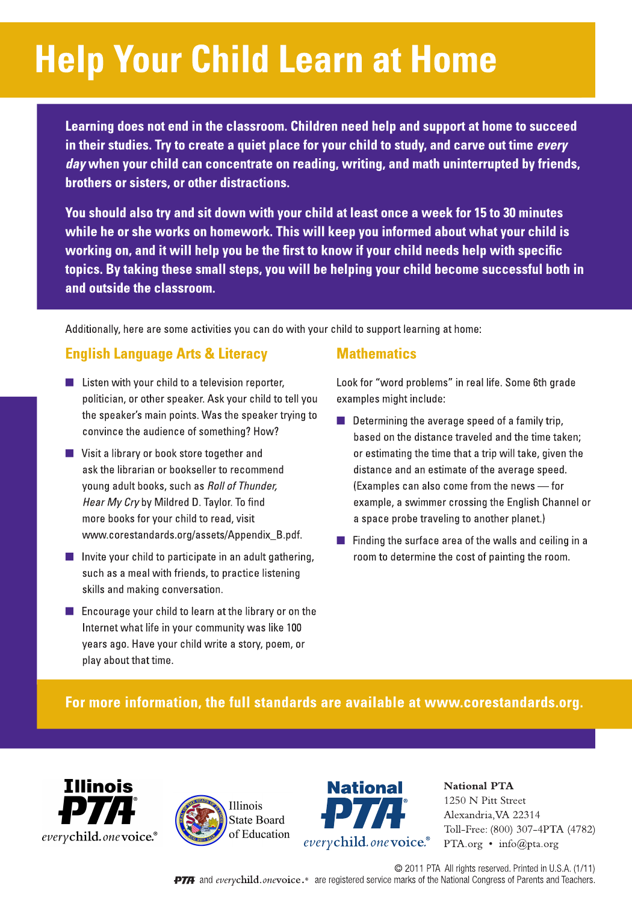# Help Your Child Learn at Home

**Learning does not end in the classroom. Children need help and support at home to succeed in their studies. Try to create a quiet place for your child to study, and carve out time *every day* when your child can concentrate on reading, writing, and math uninterrupted by friends, brothers or sisters, or other distractions.**

**You should also try and sit down with your child at least once a week for 15 to 30 minutes while he or she works on homework. This will keep you informed about what your child is working on, and it will help you be the first to know if your child needs help with specific topics. By taking these small steps, you will be helping your child become successful both in and outside the classroom.**

Additionally, here are some activities you can do with your child to support learning at home:

## English Language Arts & Literacy

- Listen with your child to a television reporter, politician, or other speaker. Ask your child to tell you the speaker's main points. Was the speaker trying to convince the audience of something? How?
- Visit a library or book store together and ask the librarian or bookseller to recommend young adult books, such as *Roll of Thunder, Hear My Cry* by Mildred D. Taylor. To find more books for your child to read, visit www.corestandards.org/assets/Appendix_B.pdf.
- Invite your child to participate in an adult gathering, such as a meal with friends, to practice listening skills and making conversation.
- Encourage your child to learn at the library or on the Internet what life in your community was like 100 years ago. Have your child write a story, poem, or play about that time.

## Mathematics

Look for "word problems" in real life. Some 6th grade examples might include:

- Determining the average speed of a family trip, based on the distance traveled and the time taken; or estimating the time that a trip will take, given the distance and an estimate of the average speed. (Examples can also come from the news — for example, a swimmer crossing the English Channel or a space probe traveling to another planet.)
- Finding the surface area of the walls and ceiling in a room to determine the cost of painting the room.

**For more information, the full standards are available at www.corestandards.org.**

Illinois PTA everychild.onevoice.®

Illinois State Board of Education

National PTA everychild.onevoice.®

**National PTA**
1250 N Pitt Street
Alexandria, VA 22314
Toll-Free: (800) 307-4PTA (4782)
PTA.org • info@pta.org

© 2011 PTA All rights reserved. Printed in U.S.A. (1/11)
PTA and everychild.onevoice.® are registered service marks of the National Congress of Parents and Teachers.